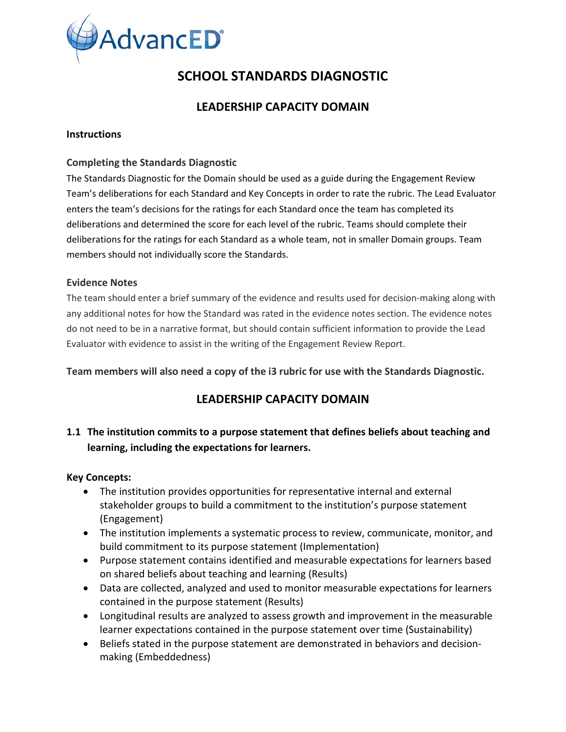AdvancED®

# SCHOOL STANDARDS DIAGNOSTIC

## LEADERSHIP CAPACITY DOMAIN

### Instructions

#### Completing the Standards Diagnostic

The Standards Diagnostic for the Domain should be used as a guide during the Engagement Review Team's deliberations for each Standard and Key Concepts in order to rate the rubric. The Lead Evaluator enters the team's decisions for the ratings for each Standard once the team has completed its deliberations and determined the score for each level of the rubric. Teams should complete their deliberations for the ratings for each Standard as a whole team, not in smaller Domain groups. Team members should not individually score the Standards.

#### Evidence Notes

The team should enter a brief summary of the evidence and results used for decision-making along with any additional notes for how the Standard was rated in the evidence notes section. The evidence notes do not need to be in a narrative format, but should contain sufficient information to provide the Lead Evaluator with evidence to assist in the writing of the Engagement Review Report.

**Team members will also need a copy of the i3 rubric for use with the Standards Diagnostic.**

## LEADERSHIP CAPACITY DOMAIN

### 1.1 The institution commits to a purpose statement that defines beliefs about teaching and learning, including the expectations for learners.

**Key Concepts:**

- The institution provides opportunities for representative internal and external stakeholder groups to build a commitment to the institution's purpose statement (Engagement)
- The institution implements a systematic process to review, communicate, monitor, and build commitment to its purpose statement (Implementation)
- Purpose statement contains identified and measurable expectations for learners based on shared beliefs about teaching and learning (Results)
- Data are collected, analyzed and used to monitor measurable expectations for learners contained in the purpose statement (Results)
- Longitudinal results are analyzed to assess growth and improvement in the measurable learner expectations contained in the purpose statement over time (Sustainability)
- Beliefs stated in the purpose statement are demonstrated in behaviors and decision-making (Embeddedness)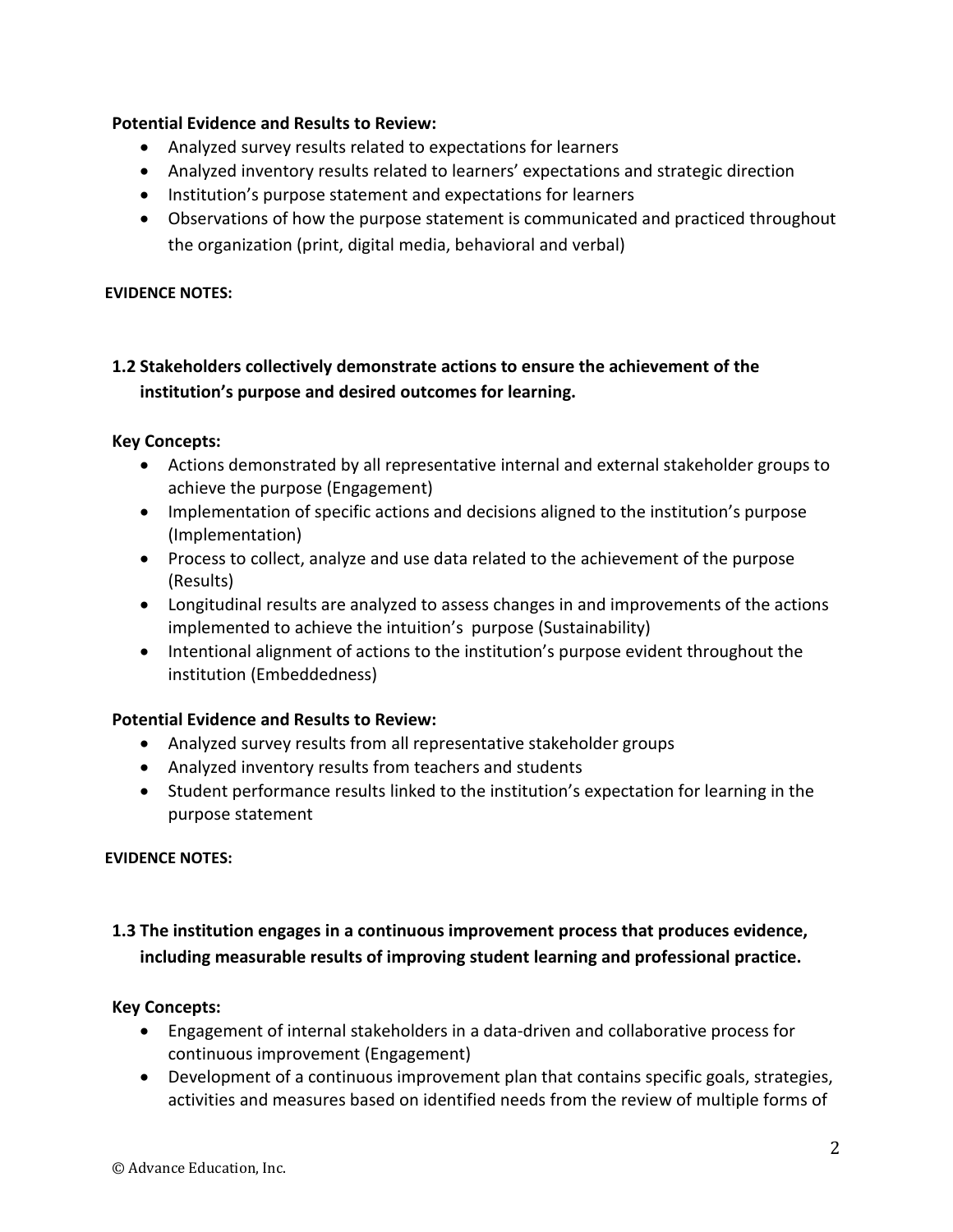**Potential Evidence and Results to Review:**

- Analyzed survey results related to expectations for learners
- Analyzed inventory results related to learners' expectations and strategic direction
- Institution's purpose statement and expectations for learners
- Observations of how the purpose statement is communicated and practiced throughout the organization (print, digital media, behavioral and verbal)

**EVIDENCE NOTES:**

**1.2 Stakeholders collectively demonstrate actions to ensure the achievement of the institution's purpose and desired outcomes for learning.**

**Key Concepts:**

- Actions demonstrated by all representative internal and external stakeholder groups to achieve the purpose (Engagement)
- Implementation of specific actions and decisions aligned to the institution's purpose (Implementation)
- Process to collect, analyze and use data related to the achievement of the purpose (Results)
- Longitudinal results are analyzed to assess changes in and improvements of the actions implemented to achieve the intuition's purpose (Sustainability)
- Intentional alignment of actions to the institution's purpose evident throughout the institution (Embeddedness)

**Potential Evidence and Results to Review:**

- Analyzed survey results from all representative stakeholder groups
- Analyzed inventory results from teachers and students
- Student performance results linked to the institution's expectation for learning in the purpose statement

**EVIDENCE NOTES:**

**1.3 The institution engages in a continuous improvement process that produces evidence, including measurable results of improving student learning and professional practice.**

**Key Concepts:**

- Engagement of internal stakeholders in a data-driven and collaborative process for continuous improvement (Engagement)
- Development of a continuous improvement plan that contains specific goals, strategies, activities and measures based on identified needs from the review of multiple forms of

© Advance Education, Inc.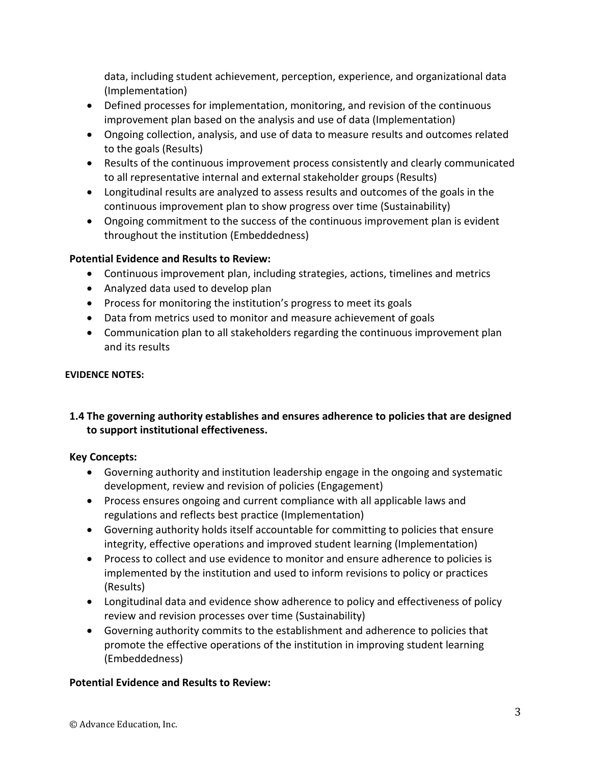data, including student achievement, perception, experience, and organizational data (Implementation)

- Defined processes for implementation, monitoring, and revision of the continuous improvement plan based on the analysis and use of data (Implementation)
- Ongoing collection, analysis, and use of data to measure results and outcomes related to the goals (Results)
- Results of the continuous improvement process consistently and clearly communicated to all representative internal and external stakeholder groups (Results)
- Longitudinal results are analyzed to assess results and outcomes of the goals in the continuous improvement plan to show progress over time (Sustainability)
- Ongoing commitment to the success of the continuous improvement plan is evident throughout the institution (Embeddedness)

**Potential Evidence and Results to Review:**

- Continuous improvement plan, including strategies, actions, timelines and metrics
- Analyzed data used to develop plan
- Process for monitoring the institution's progress to meet its goals
- Data from metrics used to monitor and measure achievement of goals
- Communication plan to all stakeholders regarding the continuous improvement plan and its results

**EVIDENCE NOTES:**

**1.4 The governing authority establishes and ensures adherence to policies that are designed to support institutional effectiveness.**

**Key Concepts:**

- Governing authority and institution leadership engage in the ongoing and systematic development, review and revision of policies (Engagement)
- Process ensures ongoing and current compliance with all applicable laws and regulations and reflects best practice (Implementation)
- Governing authority holds itself accountable for committing to policies that ensure integrity, effective operations and improved student learning (Implementation)
- Process to collect and use evidence to monitor and ensure adherence to policies is implemented by the institution and used to inform revisions to policy or practices (Results)
- Longitudinal data and evidence show adherence to policy and effectiveness of policy review and revision processes over time (Sustainability)
- Governing authority commits to the establishment and adherence to policies that promote the effective operations of the institution in improving student learning (Embeddedness)

**Potential Evidence and Results to Review:**

© Advance Education, Inc.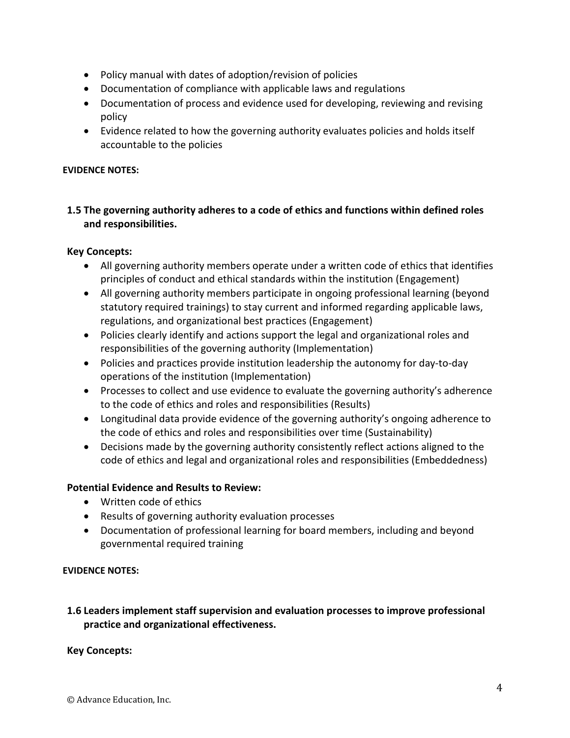- Policy manual with dates of adoption/revision of policies
- Documentation of compliance with applicable laws and regulations
- Documentation of process and evidence used for developing, reviewing and revising policy
- Evidence related to how the governing authority evaluates policies and holds itself accountable to the policies

**EVIDENCE NOTES:**

### 1.5 The governing authority adheres to a code of ethics and functions within defined roles and responsibilities.

**Key Concepts:**

- All governing authority members operate under a written code of ethics that identifies principles of conduct and ethical standards within the institution (Engagement)
- All governing authority members participate in ongoing professional learning (beyond statutory required trainings) to stay current and informed regarding applicable laws, regulations, and organizational best practices (Engagement)
- Policies clearly identify and actions support the legal and organizational roles and responsibilities of the governing authority (Implementation)
- Policies and practices provide institution leadership the autonomy for day-to-day operations of the institution (Implementation)
- Processes to collect and use evidence to evaluate the governing authority's adherence to the code of ethics and roles and responsibilities (Results)
- Longitudinal data provide evidence of the governing authority's ongoing adherence to the code of ethics and roles and responsibilities over time (Sustainability)
- Decisions made by the governing authority consistently reflect actions aligned to the code of ethics and legal and organizational roles and responsibilities (Embeddedness)

**Potential Evidence and Results to Review:**

- Written code of ethics
- Results of governing authority evaluation processes
- Documentation of professional learning for board members, including and beyond governmental required training

**EVIDENCE NOTES:**

### 1.6 Leaders implement staff supervision and evaluation processes to improve professional practice and organizational effectiveness.

**Key Concepts:**

© Advance Education, Inc.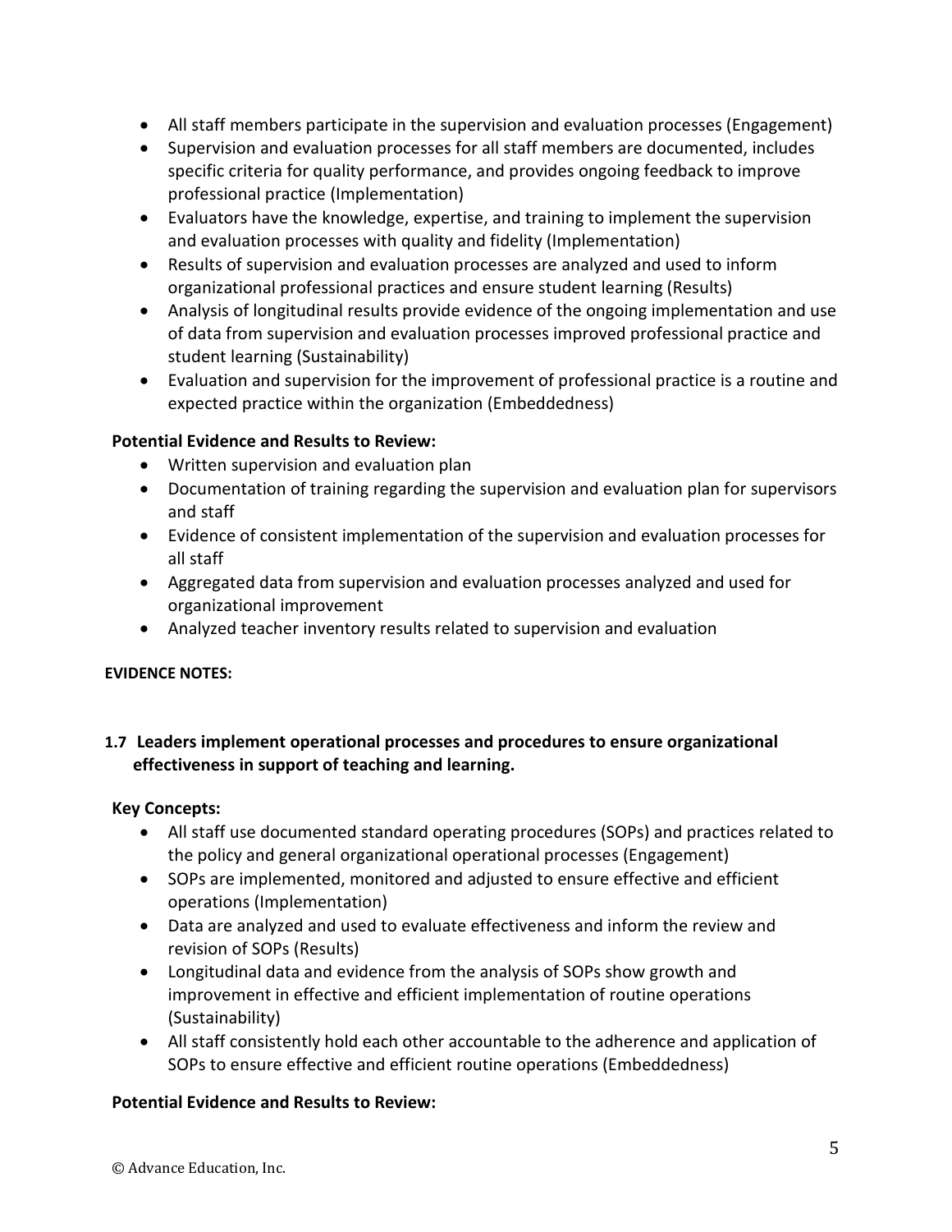- All staff members participate in the supervision and evaluation processes (Engagement)
- Supervision and evaluation processes for all staff members are documented, includes specific criteria for quality performance, and provides ongoing feedback to improve professional practice (Implementation)
- Evaluators have the knowledge, expertise, and training to implement the supervision and evaluation processes with quality and fidelity (Implementation)
- Results of supervision and evaluation processes are analyzed and used to inform organizational professional practices and ensure student learning (Results)
- Analysis of longitudinal results provide evidence of the ongoing implementation and use of data from supervision and evaluation processes improved professional practice and student learning (Sustainability)
- Evaluation and supervision for the improvement of professional practice is a routine and expected practice within the organization (Embeddedness)

**Potential Evidence and Results to Review:**

- Written supervision and evaluation plan
- Documentation of training regarding the supervision and evaluation plan for supervisors and staff
- Evidence of consistent implementation of the supervision and evaluation processes for all staff
- Aggregated data from supervision and evaluation processes analyzed and used for organizational improvement
- Analyzed teacher inventory results related to supervision and evaluation

**EVIDENCE NOTES:**

### 1.7 Leaders implement operational processes and procedures to ensure organizational effectiveness in support of teaching and learning.

**Key Concepts:**

- All staff use documented standard operating procedures (SOPs) and practices related to the policy and general organizational operational processes (Engagement)
- SOPs are implemented, monitored and adjusted to ensure effective and efficient operations (Implementation)
- Data are analyzed and used to evaluate effectiveness and inform the review and revision of SOPs (Results)
- Longitudinal data and evidence from the analysis of SOPs show growth and improvement in effective and efficient implementation of routine operations (Sustainability)
- All staff consistently hold each other accountable to the adherence and application of SOPs to ensure effective and efficient routine operations (Embeddedness)

**Potential Evidence and Results to Review:**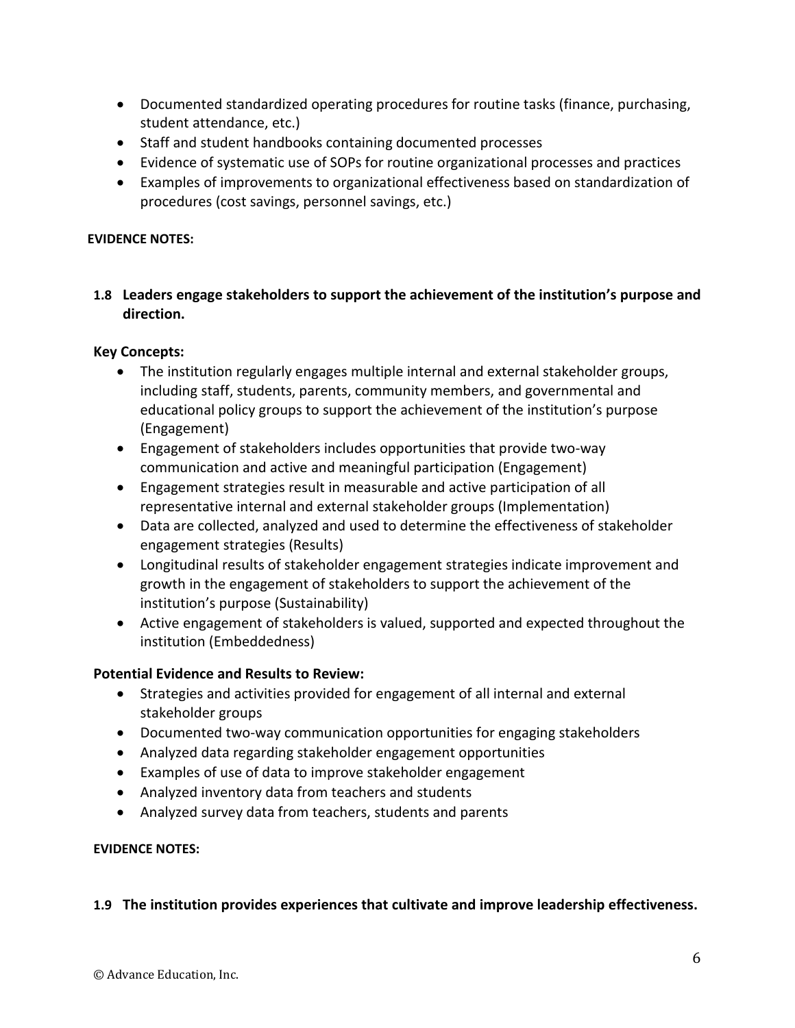- Documented standardized operating procedures for routine tasks (finance, purchasing, student attendance, etc.)
- Staff and student handbooks containing documented processes
- Evidence of systematic use of SOPs for routine organizational processes and practices
- Examples of improvements to organizational effectiveness based on standardization of procedures (cost savings, personnel savings, etc.)

**EVIDENCE NOTES:**

### 1.8 Leaders engage stakeholders to support the achievement of the institution's purpose and direction.

**Key Concepts:**

- The institution regularly engages multiple internal and external stakeholder groups, including staff, students, parents, community members, and governmental and educational policy groups to support the achievement of the institution's purpose (Engagement)
- Engagement of stakeholders includes opportunities that provide two-way communication and active and meaningful participation (Engagement)
- Engagement strategies result in measurable and active participation of all representative internal and external stakeholder groups (Implementation)
- Data are collected, analyzed and used to determine the effectiveness of stakeholder engagement strategies (Results)
- Longitudinal results of stakeholder engagement strategies indicate improvement and growth in the engagement of stakeholders to support the achievement of the institution's purpose (Sustainability)
- Active engagement of stakeholders is valued, supported and expected throughout the institution (Embeddedness)

**Potential Evidence and Results to Review:**

- Strategies and activities provided for engagement of all internal and external stakeholder groups
- Documented two-way communication opportunities for engaging stakeholders
- Analyzed data regarding stakeholder engagement opportunities
- Examples of use of data to improve stakeholder engagement
- Analyzed inventory data from teachers and students
- Analyzed survey data from teachers, students and parents

**EVIDENCE NOTES:**

### 1.9 The institution provides experiences that cultivate and improve leadership effectiveness.

© Advance Education, Inc.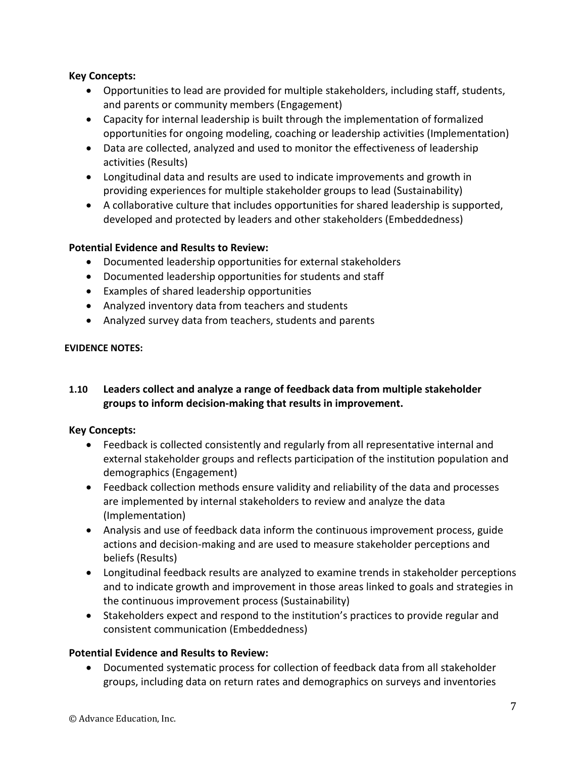**Key Concepts:**

- Opportunities to lead are provided for multiple stakeholders, including staff, students, and parents or community members (Engagement)
- Capacity for internal leadership is built through the implementation of formalized opportunities for ongoing modeling, coaching or leadership activities (Implementation)
- Data are collected, analyzed and used to monitor the effectiveness of leadership activities (Results)
- Longitudinal data and results are used to indicate improvements and growth in providing experiences for multiple stakeholder groups to lead (Sustainability)
- A collaborative culture that includes opportunities for shared leadership is supported, developed and protected by leaders and other stakeholders (Embeddedness)

**Potential Evidence and Results to Review:**

- Documented leadership opportunities for external stakeholders
- Documented leadership opportunities for students and staff
- Examples of shared leadership opportunities
- Analyzed inventory data from teachers and students
- Analyzed survey data from teachers, students and parents

**EVIDENCE NOTES:**

### 1.10 Leaders collect and analyze a range of feedback data from multiple stakeholder groups to inform decision-making that results in improvement.

**Key Concepts:**

- Feedback is collected consistently and regularly from all representative internal and external stakeholder groups and reflects participation of the institution population and demographics (Engagement)
- Feedback collection methods ensure validity and reliability of the data and processes are implemented by internal stakeholders to review and analyze the data (Implementation)
- Analysis and use of feedback data inform the continuous improvement process, guide actions and decision-making and are used to measure stakeholder perceptions and beliefs (Results)
- Longitudinal feedback results are analyzed to examine trends in stakeholder perceptions and to indicate growth and improvement in those areas linked to goals and strategies in the continuous improvement process (Sustainability)
- Stakeholders expect and respond to the institution's practices to provide regular and consistent communication (Embeddedness)

**Potential Evidence and Results to Review:**

- Documented systematic process for collection of feedback data from all stakeholder groups, including data on return rates and demographics on surveys and inventories

© Advance Education, Inc.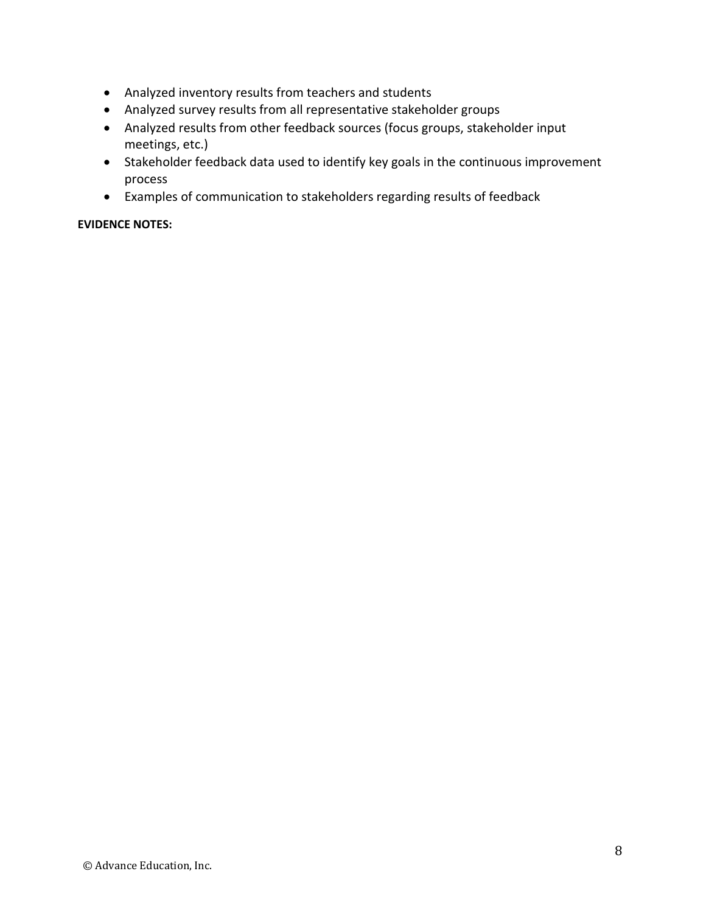- Analyzed inventory results from teachers and students
- Analyzed survey results from all representative stakeholder groups
- Analyzed results from other feedback sources (focus groups, stakeholder input meetings, etc.)
- Stakeholder feedback data used to identify key goals in the continuous improvement process
- Examples of communication to stakeholders regarding results of feedback

**EVIDENCE NOTES:**

© Advance Education, Inc.